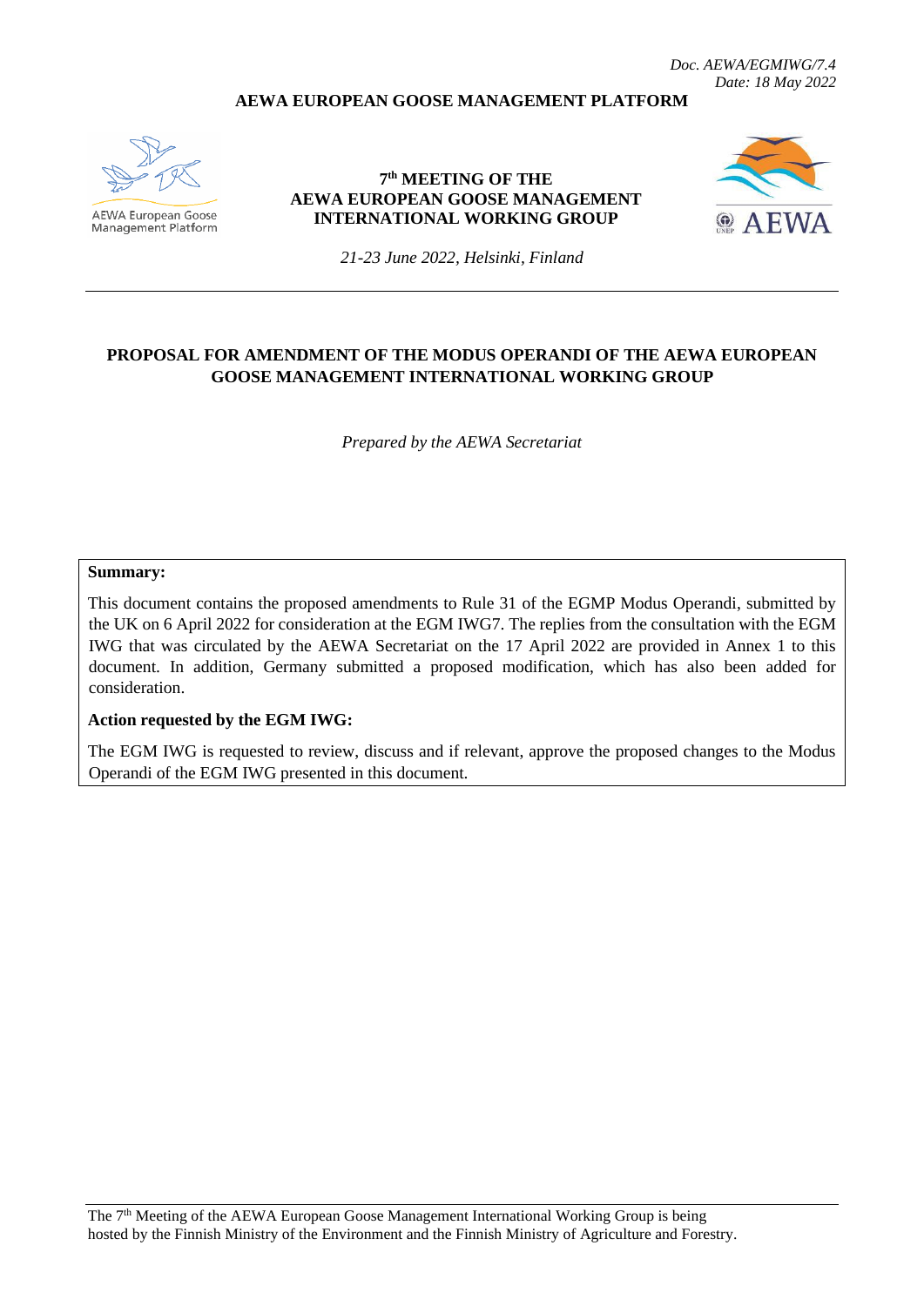*Doc. AEWA/EGMIWG/7.4*
*Date: 18 May 2022*

**AEWA EUROPEAN GOOSE MANAGEMENT PLATFORM**

AEWA European Goose Management Platform

**7th MEETING OF THE AEWA EUROPEAN GOOSE MANAGEMENT INTERNATIONAL WORKING GROUP**

*21-23 June 2022, Helsinki, Finland*

AEWA

---

# PROPOSAL FOR AMENDMENT OF THE MODUS OPERANDI OF THE AEWA EUROPEAN GOOSE MANAGEMENT INTERNATIONAL WORKING GROUP

*Prepared by the AEWA Secretariat*

**Summary:**

This document contains the proposed amendments to Rule 31 of the EGMP Modus Operandi, submitted by the UK on 6 April 2022 for consideration at the EGM IWG7. The replies from the consultation with the EGM IWG that was circulated by the AEWA Secretariat on the 17 April 2022 are provided in Annex 1 to this document. In addition, Germany submitted a proposed modification, which has also been added for consideration.

**Action requested by the EGM IWG:**

The EGM IWG is requested to review, discuss and if relevant, approve the proposed changes to the Modus Operandi of the EGM IWG presented in this document.

---

The 7th Meeting of the AEWA European Goose Management International Working Group is being hosted by the Finnish Ministry of the Environment and the Finnish Ministry of Agriculture and Forestry.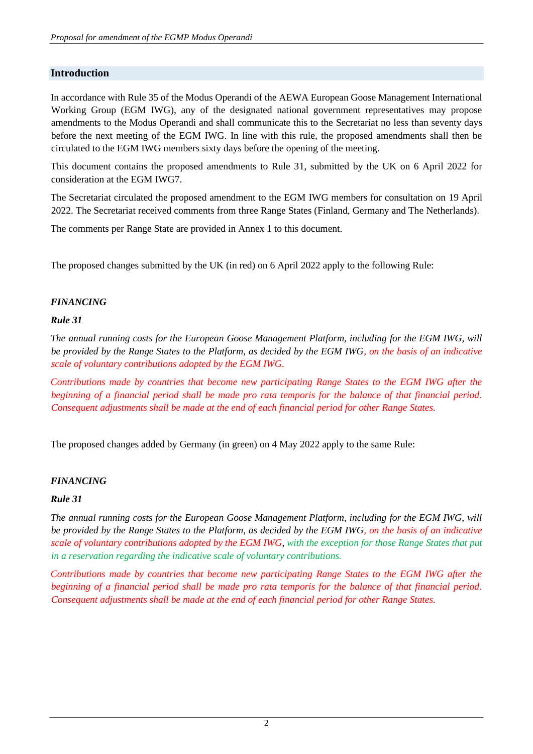## Introduction

In accordance with Rule 35 of the Modus Operandi of the AEWA European Goose Management International Working Group (EGM IWG), any of the designated national government representatives may propose amendments to the Modus Operandi and shall communicate this to the Secretariat no less than seventy days before the next meeting of the EGM IWG. In line with this rule, the proposed amendments shall then be circulated to the EGM IWG members sixty days before the opening of the meeting.

This document contains the proposed amendments to Rule 31, submitted by the UK on 6 April 2022 for consideration at the EGM IWG7.

The Secretariat circulated the proposed amendment to the EGM IWG members for consultation on 19 April 2022. The Secretariat received comments from three Range States (Finland, Germany and The Netherlands).

The comments per Range State are provided in Annex 1 to this document.

The proposed changes submitted by the UK (in red) on 6 April 2022 apply to the following Rule:

***FINANCING***

***Rule 31***

*The annual running costs for the European Goose Management Platform, including for the EGM IWG, will be provided by the Range States to the Platform, as decided by the EGM IWG, on the basis of an indicative scale of voluntary contributions adopted by the EGM IWG.*

*Contributions made by countries that become new participating Range States to the EGM IWG after the beginning of a financial period shall be made pro rata temporis for the balance of that financial period. Consequent adjustments shall be made at the end of each financial period for other Range States.*

The proposed changes added by Germany (in green) on 4 May 2022 apply to the same Rule:

***FINANCING***

***Rule 31***

*The annual running costs for the European Goose Management Platform, including for the EGM IWG, will be provided by the Range States to the Platform, as decided by the EGM IWG, on the basis of an indicative scale of voluntary contributions adopted by the EGM IWG, with the exception for those Range States that put in a reservation regarding the indicative scale of voluntary contributions.*

*Contributions made by countries that become new participating Range States to the EGM IWG after the beginning of a financial period shall be made pro rata temporis for the balance of that financial period. Consequent adjustments shall be made at the end of each financial period for other Range States.*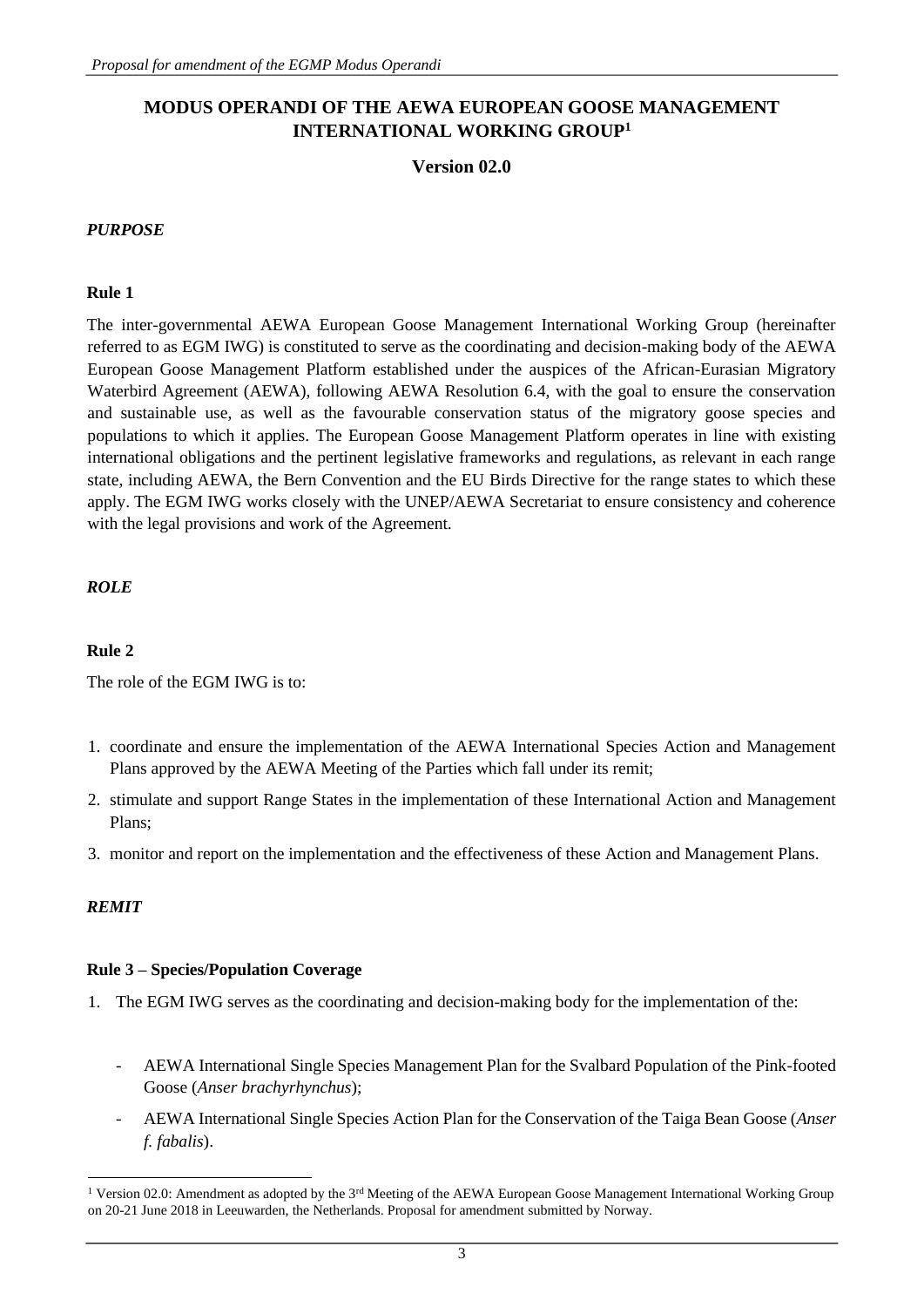# MODUS OPERANDI OF THE AEWA EUROPEAN GOOSE MANAGEMENT INTERNATIONAL WORKING GROUP[1]

**Version 02.0**

***PURPOSE***

**Rule 1**

The inter-governmental AEWA European Goose Management International Working Group (hereinafter referred to as EGM IWG) is constituted to serve as the coordinating and decision-making body of the AEWA European Goose Management Platform established under the auspices of the African-Eurasian Migratory Waterbird Agreement (AEWA), following AEWA Resolution 6.4, with the goal to ensure the conservation and sustainable use, as well as the favourable conservation status of the migratory goose species and populations to which it applies. The European Goose Management Platform operates in line with existing international obligations and the pertinent legislative frameworks and regulations, as relevant in each range state, including AEWA, the Bern Convention and the EU Birds Directive for the range states to which these apply. The EGM IWG works closely with the UNEP/AEWA Secretariat to ensure consistency and coherence with the legal provisions and work of the Agreement.

***ROLE***

**Rule 2**

The role of the EGM IWG is to:

1. coordinate and ensure the implementation of the AEWA International Species Action and Management Plans approved by the AEWA Meeting of the Parties which fall under its remit;
2. stimulate and support Range States in the implementation of these International Action and Management Plans;
3. monitor and report on the implementation and the effectiveness of these Action and Management Plans.

***REMIT***

**Rule 3 – Species/Population Coverage**

1. The EGM IWG serves as the coordinating and decision-making body for the implementation of the:

   - AEWA International Single Species Management Plan for the Svalbard Population of the Pink-footed Goose (*Anser brachyrhynchus*);
   - AEWA International Single Species Action Plan for the Conservation of the Taiga Bean Goose (*Anser f. fabalis*).

[1] Version 02.0: Amendment as adopted by the 3rd Meeting of the AEWA European Goose Management International Working Group on 20-21 June 2018 in Leeuwarden, the Netherlands. Proposal for amendment submitted by Norway.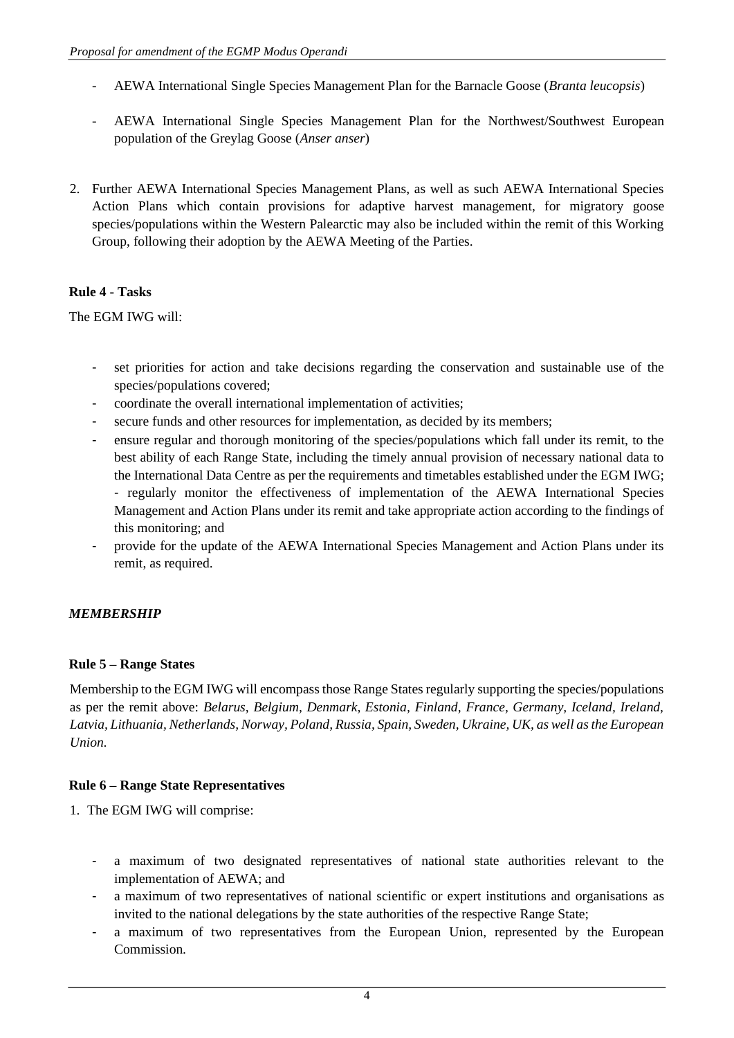- AEWA International Single Species Management Plan for the Barnacle Goose (*Branta leucopsis*)

- AEWA International Single Species Management Plan for the Northwest/Southwest European population of the Greylag Goose (*Anser anser*)

2. Further AEWA International Species Management Plans, as well as such AEWA International Species Action Plans which contain provisions for adaptive harvest management, for migratory goose species/populations within the Western Palearctic may also be included within the remit of this Working Group, following their adoption by the AEWA Meeting of the Parties.

**Rule 4 - Tasks**

The EGM IWG will:

- set priorities for action and take decisions regarding the conservation and sustainable use of the species/populations covered;
- coordinate the overall international implementation of activities;
- secure funds and other resources for implementation, as decided by its members;
- ensure regular and thorough monitoring of the species/populations which fall under its remit, to the best ability of each Range State, including the timely annual provision of necessary national data to the International Data Centre as per the requirements and timetables established under the EGM IWG;
  - regularly monitor the effectiveness of implementation of the AEWA International Species Management and Action Plans under its remit and take appropriate action according to the findings of this monitoring; and
- provide for the update of the AEWA International Species Management and Action Plans under its remit, as required.

***MEMBERSHIP***

**Rule 5 – Range States**

Membership to the EGM IWG will encompass those Range States regularly supporting the species/populations as per the remit above: *Belarus, Belgium, Denmark, Estonia, Finland, France, Germany, Iceland, Ireland, Latvia, Lithuania, Netherlands, Norway, Poland, Russia, Spain, Sweden, Ukraine, UK, as well as the European Union.*

**Rule 6 – Range State Representatives**

1. The EGM IWG will comprise:

- a maximum of two designated representatives of national state authorities relevant to the implementation of AEWA; and
- a maximum of two representatives of national scientific or expert institutions and organisations as invited to the national delegations by the state authorities of the respective Range State;
- a maximum of two representatives from the European Union, represented by the European Commission.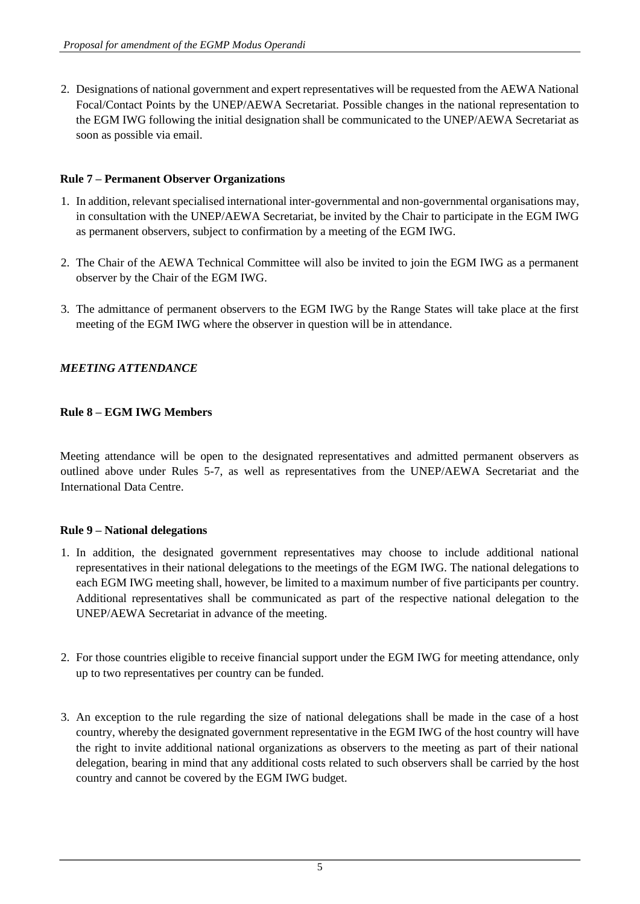2. Designations of national government and expert representatives will be requested from the AEWA National Focal/Contact Points by the UNEP/AEWA Secretariat. Possible changes in the national representation to the EGM IWG following the initial designation shall be communicated to the UNEP/AEWA Secretariat as soon as possible via email.

**Rule 7 – Permanent Observer Organizations**

1. In addition, relevant specialised international inter-governmental and non-governmental organisations may, in consultation with the UNEP/AEWA Secretariat, be invited by the Chair to participate in the EGM IWG as permanent observers, subject to confirmation by a meeting of the EGM IWG.

2. The Chair of the AEWA Technical Committee will also be invited to join the EGM IWG as a permanent observer by the Chair of the EGM IWG.

3. The admittance of permanent observers to the EGM IWG by the Range States will take place at the first meeting of the EGM IWG where the observer in question will be in attendance.

***MEETING ATTENDANCE***

**Rule 8 – EGM IWG Members**

Meeting attendance will be open to the designated representatives and admitted permanent observers as outlined above under Rules 5-7, as well as representatives from the UNEP/AEWA Secretariat and the International Data Centre.

**Rule 9 – National delegations**

1. In addition, the designated government representatives may choose to include additional national representatives in their national delegations to the meetings of the EGM IWG. The national delegations to each EGM IWG meeting shall, however, be limited to a maximum number of five participants per country. Additional representatives shall be communicated as part of the respective national delegation to the UNEP/AEWA Secretariat in advance of the meeting.

2. For those countries eligible to receive financial support under the EGM IWG for meeting attendance, only up to two representatives per country can be funded.

3. An exception to the rule regarding the size of national delegations shall be made in the case of a host country, whereby the designated government representative in the EGM IWG of the host country will have the right to invite additional national organizations as observers to the meeting as part of their national delegation, bearing in mind that any additional costs related to such observers shall be carried by the host country and cannot be covered by the EGM IWG budget.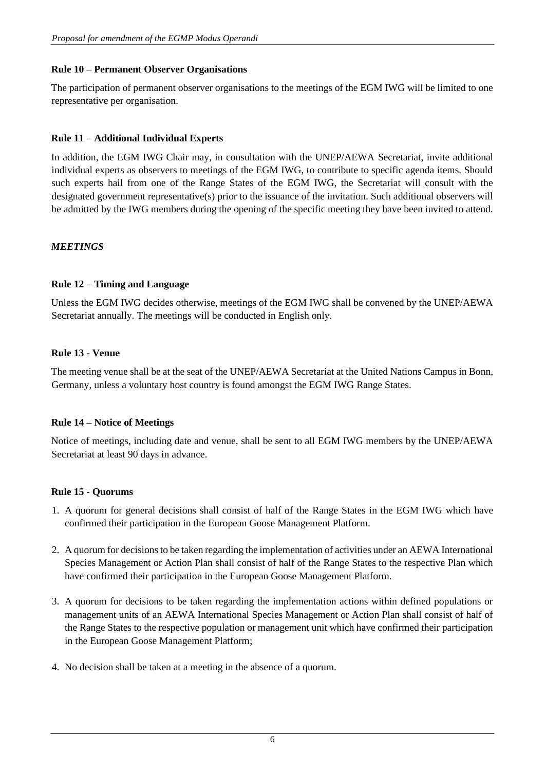**Rule 10 – Permanent Observer Organisations**

The participation of permanent observer organisations to the meetings of the EGM IWG will be limited to one representative per organisation.

**Rule 11 – Additional Individual Experts**

In addition, the EGM IWG Chair may, in consultation with the UNEP/AEWA Secretariat, invite additional individual experts as observers to meetings of the EGM IWG, to contribute to specific agenda items. Should such experts hail from one of the Range States of the EGM IWG, the Secretariat will consult with the designated government representative(s) prior to the issuance of the invitation. Such additional observers will be admitted by the IWG members during the opening of the specific meeting they have been invited to attend.

***MEETINGS***

**Rule 12 – Timing and Language**

Unless the EGM IWG decides otherwise, meetings of the EGM IWG shall be convened by the UNEP/AEWA Secretariat annually. The meetings will be conducted in English only.

**Rule 13 - Venue**

The meeting venue shall be at the seat of the UNEP/AEWA Secretariat at the United Nations Campus in Bonn, Germany, unless a voluntary host country is found amongst the EGM IWG Range States.

**Rule 14 – Notice of Meetings**

Notice of meetings, including date and venue, shall be sent to all EGM IWG members by the UNEP/AEWA Secretariat at least 90 days in advance.

**Rule 15 - Quorums**

1. A quorum for general decisions shall consist of half of the Range States in the EGM IWG which have confirmed their participation in the European Goose Management Platform.

2. A quorum for decisions to be taken regarding the implementation of activities under an AEWA International Species Management or Action Plan shall consist of half of the Range States to the respective Plan which have confirmed their participation in the European Goose Management Platform.

3. A quorum for decisions to be taken regarding the implementation actions within defined populations or management units of an AEWA International Species Management or Action Plan shall consist of half of the Range States to the respective population or management unit which have confirmed their participation in the European Goose Management Platform;

4. No decision shall be taken at a meeting in the absence of a quorum.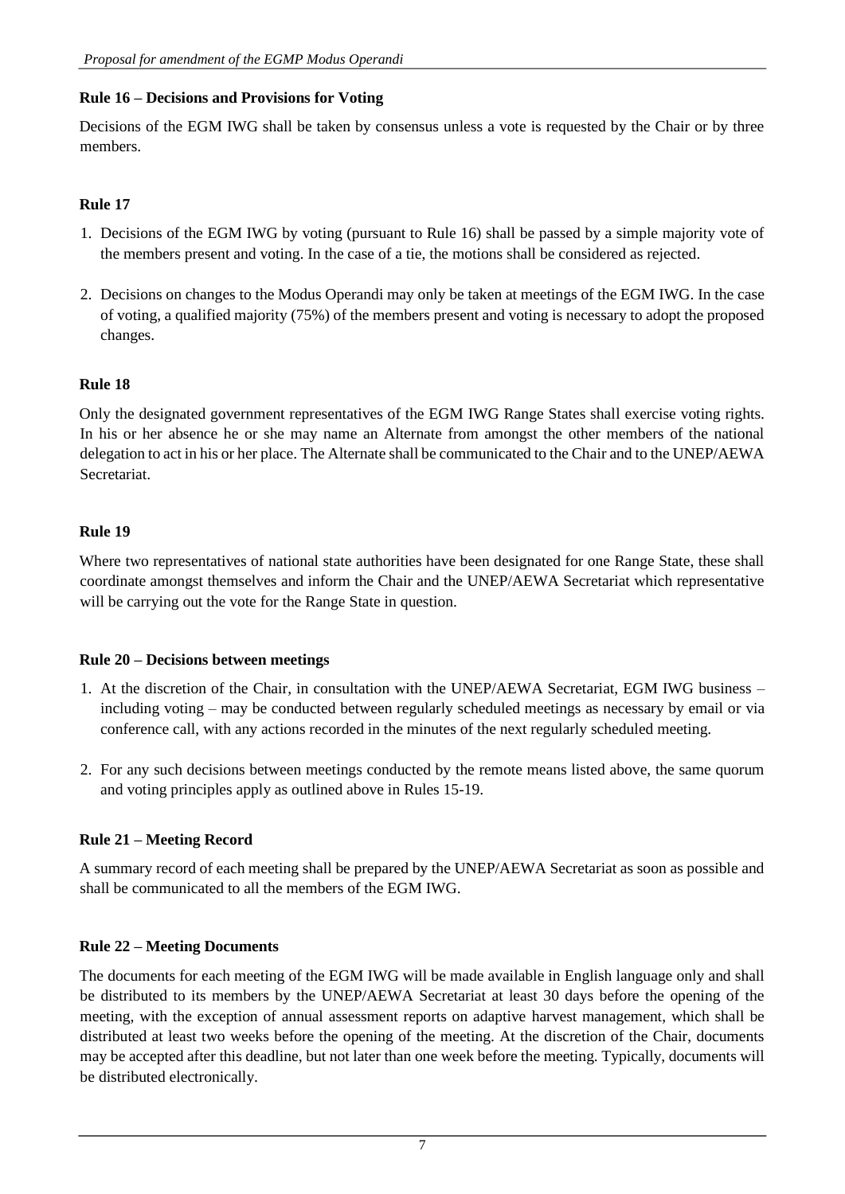### Rule 16 – Decisions and Provisions for Voting

Decisions of the EGM IWG shall be taken by consensus unless a vote is requested by the Chair or by three members.

### Rule 17

1. Decisions of the EGM IWG by voting (pursuant to Rule 16) shall be passed by a simple majority vote of the members present and voting. In the case of a tie, the motions shall be considered as rejected.

2. Decisions on changes to the Modus Operandi may only be taken at meetings of the EGM IWG. In the case of voting, a qualified majority (75%) of the members present and voting is necessary to adopt the proposed changes.

### Rule 18

Only the designated government representatives of the EGM IWG Range States shall exercise voting rights. In his or her absence he or she may name an Alternate from amongst the other members of the national delegation to act in his or her place. The Alternate shall be communicated to the Chair and to the UNEP/AEWA Secretariat.

### Rule 19

Where two representatives of national state authorities have been designated for one Range State, these shall coordinate amongst themselves and inform the Chair and the UNEP/AEWA Secretariat which representative will be carrying out the vote for the Range State in question.

### Rule 20 – Decisions between meetings

1. At the discretion of the Chair, in consultation with the UNEP/AEWA Secretariat, EGM IWG business – including voting – may be conducted between regularly scheduled meetings as necessary by email or via conference call, with any actions recorded in the minutes of the next regularly scheduled meeting.

2. For any such decisions between meetings conducted by the remote means listed above, the same quorum and voting principles apply as outlined above in Rules 15-19.

### Rule 21 – Meeting Record

A summary record of each meeting shall be prepared by the UNEP/AEWA Secretariat as soon as possible and shall be communicated to all the members of the EGM IWG.

### Rule 22 – Meeting Documents

The documents for each meeting of the EGM IWG will be made available in English language only and shall be distributed to its members by the UNEP/AEWA Secretariat at least 30 days before the opening of the meeting, with the exception of annual assessment reports on adaptive harvest management, which shall be distributed at least two weeks before the opening of the meeting. At the discretion of the Chair, documents may be accepted after this deadline, but not later than one week before the meeting. Typically, documents will be distributed electronically.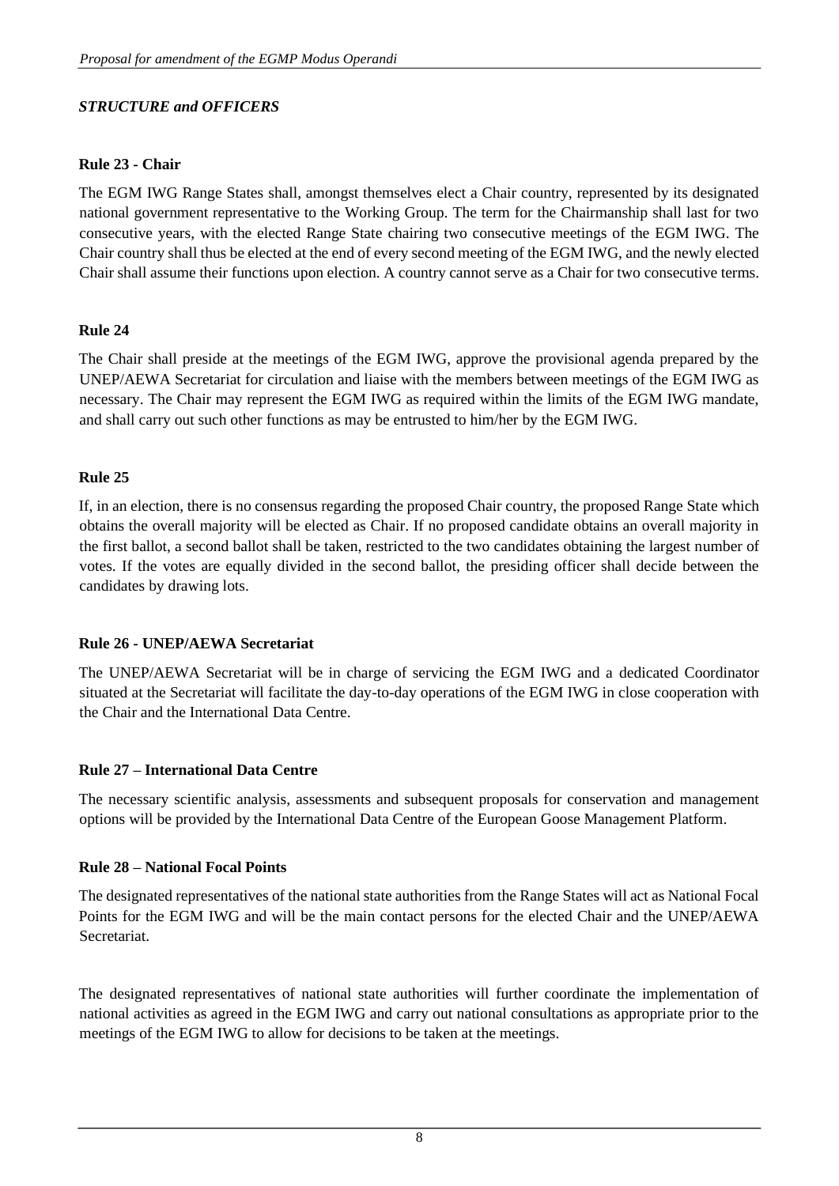*STRUCTURE and OFFICERS*

**Rule 23 - Chair**

The EGM IWG Range States shall, amongst themselves elect a Chair country, represented by its designated national government representative to the Working Group. The term for the Chairmanship shall last for two consecutive years, with the elected Range State chairing two consecutive meetings of the EGM IWG. The Chair country shall thus be elected at the end of every second meeting of the EGM IWG, and the newly elected Chair shall assume their functions upon election. A country cannot serve as a Chair for two consecutive terms.

**Rule 24**

The Chair shall preside at the meetings of the EGM IWG, approve the provisional agenda prepared by the UNEP/AEWA Secretariat for circulation and liaise with the members between meetings of the EGM IWG as necessary. The Chair may represent the EGM IWG as required within the limits of the EGM IWG mandate, and shall carry out such other functions as may be entrusted to him/her by the EGM IWG.

**Rule 25**

If, in an election, there is no consensus regarding the proposed Chair country, the proposed Range State which obtains the overall majority will be elected as Chair. If no proposed candidate obtains an overall majority in the first ballot, a second ballot shall be taken, restricted to the two candidates obtaining the largest number of votes. If the votes are equally divided in the second ballot, the presiding officer shall decide between the candidates by drawing lots.

**Rule 26 - UNEP/AEWA Secretariat**

The UNEP/AEWA Secretariat will be in charge of servicing the EGM IWG and a dedicated Coordinator situated at the Secretariat will facilitate the day-to-day operations of the EGM IWG in close cooperation with the Chair and the International Data Centre.

**Rule 27 – International Data Centre**

The necessary scientific analysis, assessments and subsequent proposals for conservation and management options will be provided by the International Data Centre of the European Goose Management Platform.

**Rule 28 – National Focal Points**

The designated representatives of the national state authorities from the Range States will act as National Focal Points for the EGM IWG and will be the main contact persons for the elected Chair and the UNEP/AEWA Secretariat.

The designated representatives of national state authorities will further coordinate the implementation of national activities as agreed in the EGM IWG and carry out national consultations as appropriate prior to the meetings of the EGM IWG to allow for decisions to be taken at the meetings.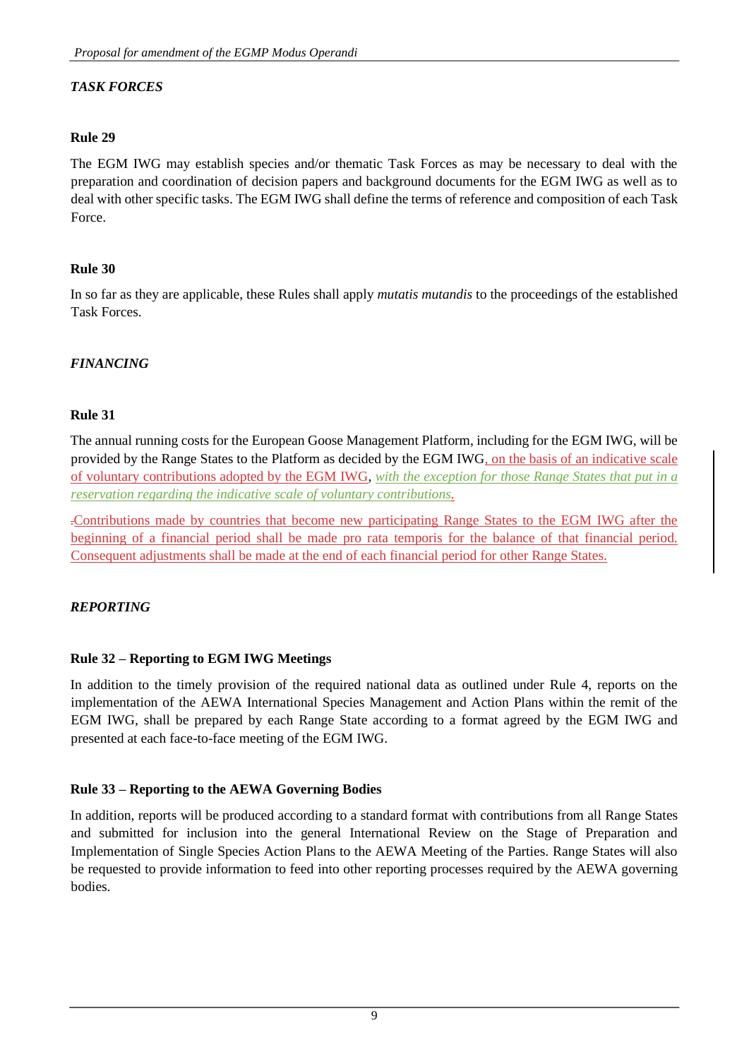*TASK FORCES*

**Rule 29**

The EGM IWG may establish species and/or thematic Task Forces as may be necessary to deal with the preparation and coordination of decision papers and background documents for the EGM IWG as well as to deal with other specific tasks. The EGM IWG shall define the terms of reference and composition of each Task Force.

**Rule 30**

In so far as they are applicable, these Rules shall apply *mutatis mutandis* to the proceedings of the established Task Forces.

*FINANCING*

**Rule 31**

The annual running costs for the European Goose Management Platform, including for the EGM IWG, will be provided by the Range States to the Platform as decided by the EGM IWG, on the basis of an indicative scale of voluntary contributions adopted by the EGM IWG, *with the exception for those Range States that put in a reservation regarding the indicative scale of voluntary contributions*.

Contributions made by countries that become new participating Range States to the EGM IWG after the beginning of a financial period shall be made pro rata temporis for the balance of that financial period. Consequent adjustments shall be made at the end of each financial period for other Range States.

*REPORTING*

**Rule 32 – Reporting to EGM IWG Meetings**

In addition to the timely provision of the required national data as outlined under Rule 4, reports on the implementation of the AEWA International Species Management and Action Plans within the remit of the EGM IWG, shall be prepared by each Range State according to a format agreed by the EGM IWG and presented at each face-to-face meeting of the EGM IWG.

**Rule 33 – Reporting to the AEWA Governing Bodies**

In addition, reports will be produced according to a standard format with contributions from all Range States and submitted for inclusion into the general International Review on the Stage of Preparation and Implementation of Single Species Action Plans to the AEWA Meeting of the Parties. Range States will also be requested to provide information to feed into other reporting processes required by the AEWA governing bodies.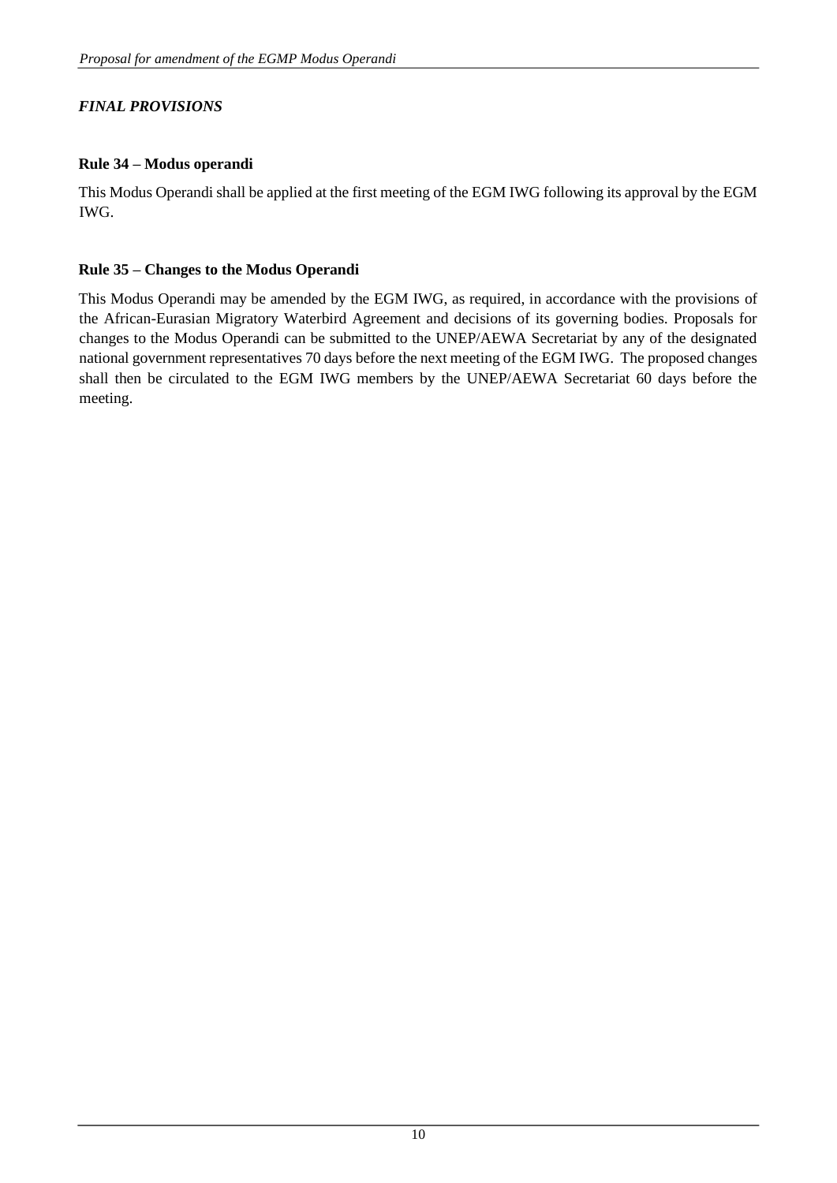## *FINAL PROVISIONS*

### Rule 34 – Modus operandi

This Modus Operandi shall be applied at the first meeting of the EGM IWG following its approval by the EGM IWG.

### Rule 35 – Changes to the Modus Operandi

This Modus Operandi may be amended by the EGM IWG, as required, in accordance with the provisions of the African-Eurasian Migratory Waterbird Agreement and decisions of its governing bodies. Proposals for changes to the Modus Operandi can be submitted to the UNEP/AEWA Secretariat by any of the designated national government representatives 70 days before the next meeting of the EGM IWG. The proposed changes shall then be circulated to the EGM IWG members by the UNEP/AEWA Secretariat 60 days before the meeting.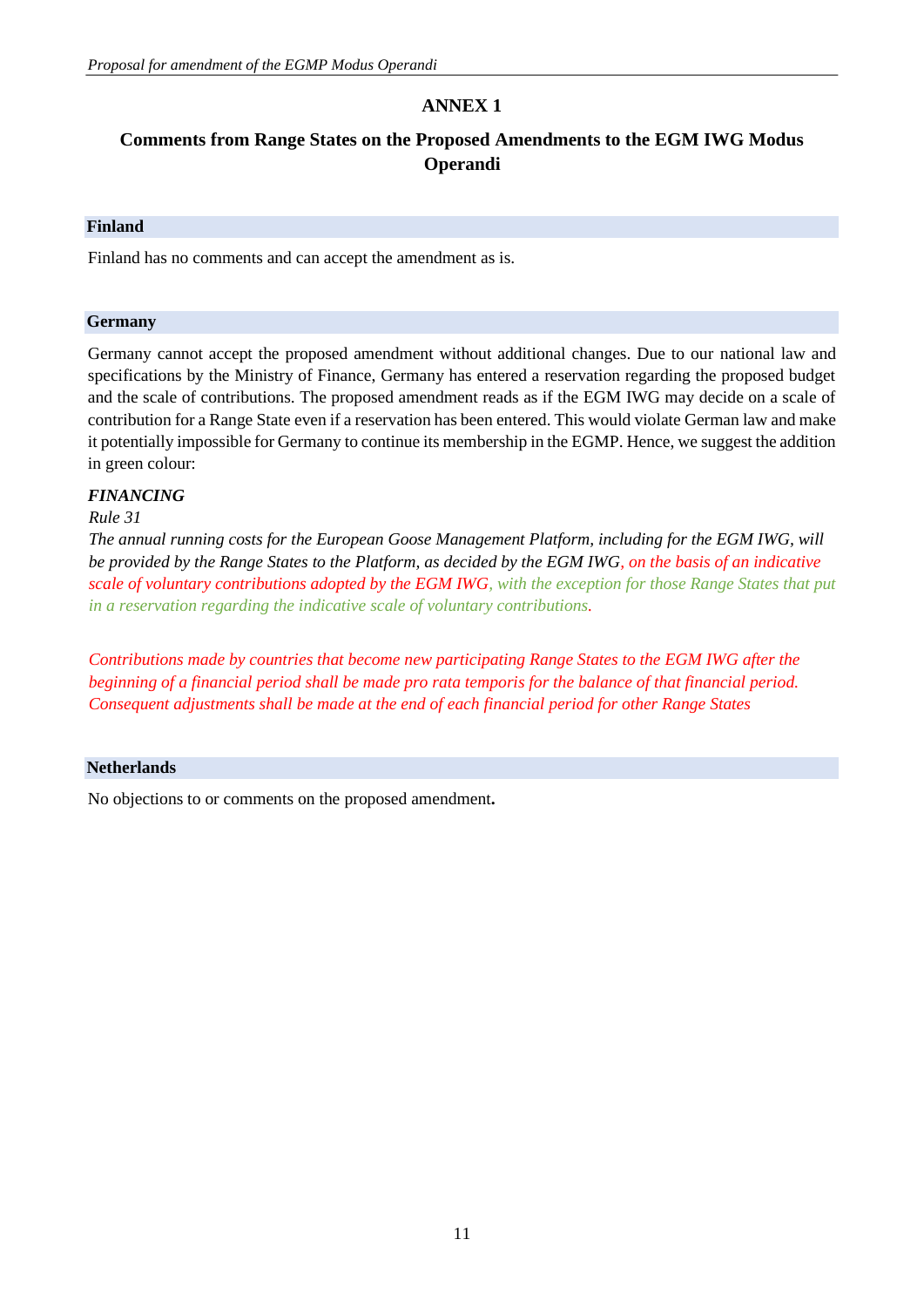# ANNEX 1

## Comments from Range States on the Proposed Amendments to the EGM IWG Modus Operandi

### Finland

Finland has no comments and can accept the amendment as is.

### Germany

Germany cannot accept the proposed amendment without additional changes. Due to our national law and specifications by the Ministry of Finance, Germany has entered a reservation regarding the proposed budget and the scale of contributions. The proposed amendment reads as if the EGM IWG may decide on a scale of contribution for a Range State even if a reservation has been entered. This would violate German law and make it potentially impossible for Germany to continue its membership in the EGMP. Hence, we suggest the addition in green colour:

***FINANCING***

*Rule 31*

*The annual running costs for the European Goose Management Platform, including for the EGM IWG, will be provided by the Range States to the Platform, as decided by the EGM IWG, on the basis of an indicative scale of voluntary contributions adopted by the EGM IWG, with the exception for those Range States that put in a reservation regarding the indicative scale of voluntary contributions.*

*Contributions made by countries that become new participating Range States to the EGM IWG after the beginning of a financial period shall be made pro rata temporis for the balance of that financial period. Consequent adjustments shall be made at the end of each financial period for other Range States*

### Netherlands

No objections to or comments on the proposed amendment**.**